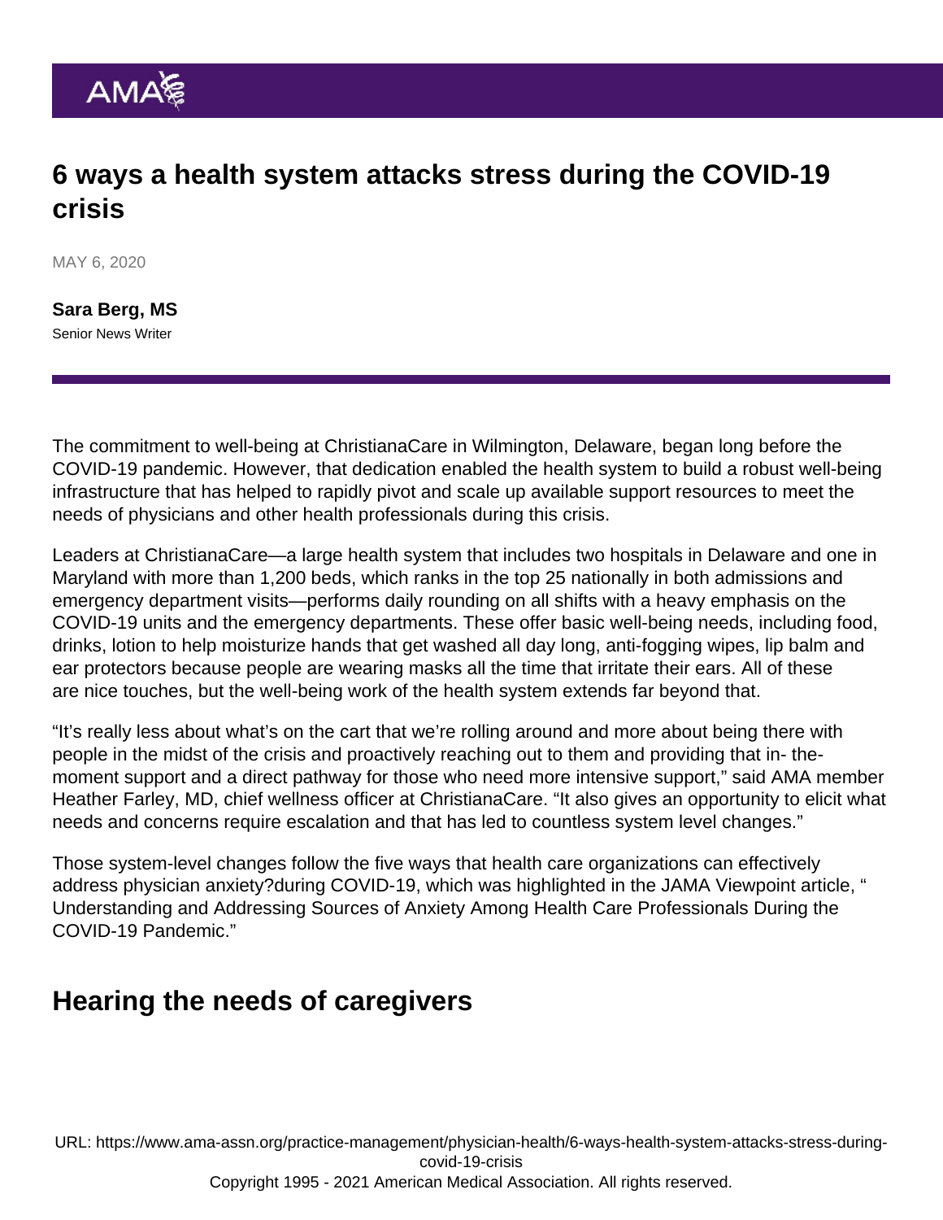# 6 ways a health system attacks stress during the COVID-19 crisis

MAY 6, 2020

**Sara Berg, MS**
Senior News Writer

The commitment to well-being at ChristianaCare in Wilmington, Delaware, began long before the COVID-19 pandemic. However, that dedication enabled the health system to build a robust well-being infrastructure that has helped to rapidly pivot and scale up available support resources to meet the needs of physicians and other health professionals during this crisis.

Leaders at ChristianaCare—a large health system that includes two hospitals in Delaware and one in Maryland with more than 1,200 beds, which ranks in the top 25 nationally in both admissions and emergency department visits—performs daily rounding on all shifts with a heavy emphasis on the COVID-19 units and the emergency departments. These offer basic well-being needs, including food, drinks, lotion to help moisturize hands that get washed all day long, anti-fogging wipes, lip balm and ear protectors because people are wearing masks all the time that irritate their ears. All of these are nice touches, but the well-being work of the health system extends far beyond that.

"It's really less about what's on the cart that we're rolling around and more about being there with people in the midst of the crisis and proactively reaching out to them and providing that in- the-moment support and a direct pathway for those who need more intensive support," said AMA member Heather Farley, MD, chief wellness officer at ChristianaCare. "It also gives an opportunity to elicit what needs and concerns require escalation and that has led to countless system level changes."

Those system-level changes follow the five ways that health care organizations can effectively address physician anxiety?during COVID-19, which was highlighted in the JAMA Viewpoint article, " Understanding and Addressing Sources of Anxiety Among Health Care Professionals During the COVID-19 Pandemic."

## Hearing the needs of caregivers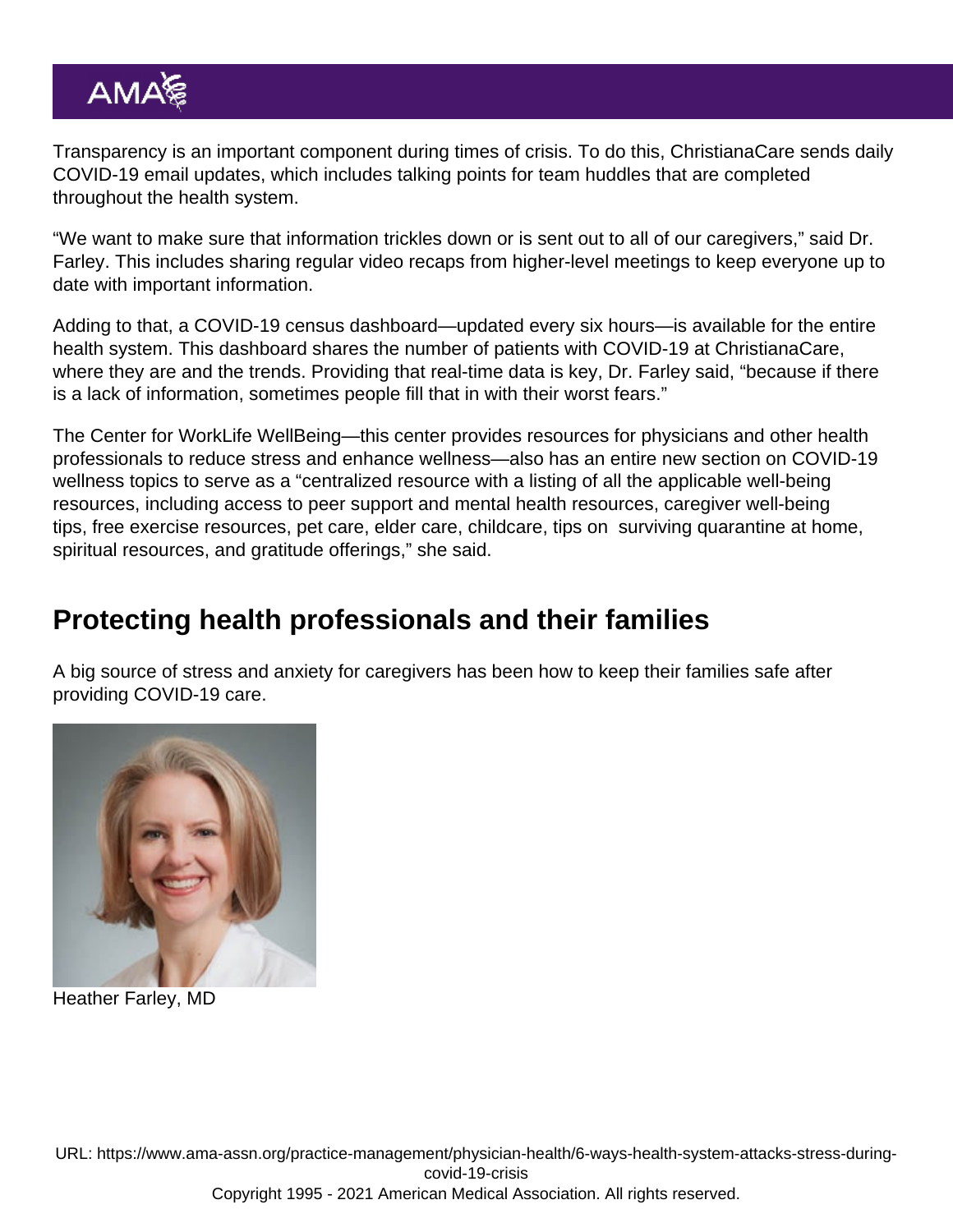Transparency is an important component during times of crisis. To do this, ChristianaCare sends daily COVID-19 email updates, which includes talking points for team huddles that are completed throughout the health system.

"We want to make sure that information trickles down or is sent out to all of our caregivers," said Dr. Farley. This includes sharing regular video recaps from higher-level meetings to keep everyone up to date with important information.

Adding to that, a COVID-19 census dashboard—updated every six hours—is available for the entire health system. This dashboard shares the number of patients with COVID-19 at ChristianaCare, where they are and the trends. Providing that real-time data is key, Dr. Farley said, "because if there is a lack of information, sometimes people fill that in with their worst fears."

The Center for WorkLife WellBeing—this center provides resources for physicians and other health professionals to reduce stress and enhance wellness—also has an entire new section on COVID-19 wellness topics to serve as a "centralized resource with a listing of all the applicable well-being resources, including access to peer support and mental health resources, caregiver well-being tips, free exercise resources, pet care, elder care, childcare, tips on surviving quarantine at home, spiritual resources, and gratitude offerings," she said.

## Protecting health professionals and their families

A big source of stress and anxiety for caregivers has been how to keep their families safe after providing COVID-19 care.

Heather Farley, MD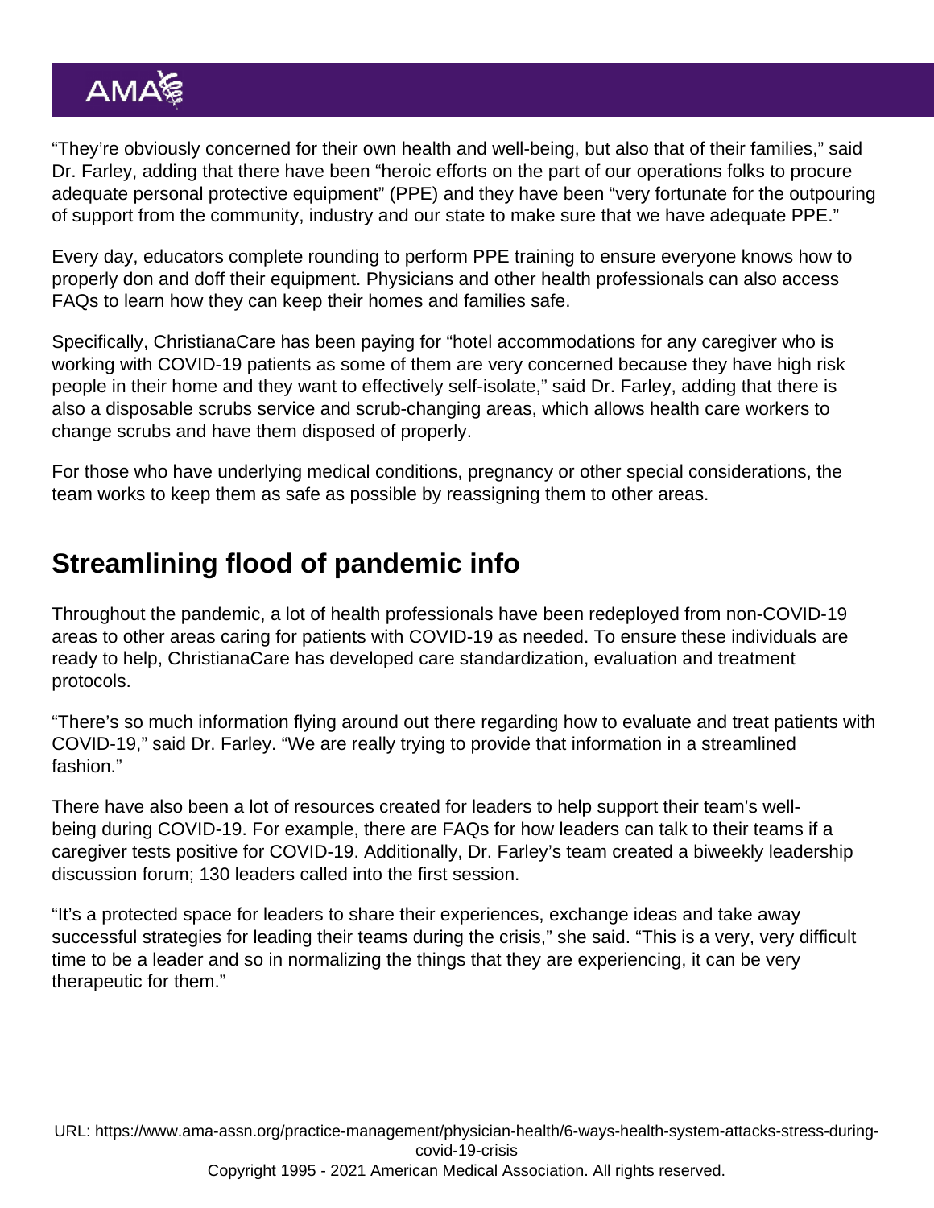"They're obviously concerned for their own health and well-being, but also that of their families," said Dr. Farley, adding that there have been "heroic efforts on the part of our operations folks to procure adequate personal protective equipment" (PPE) and they have been "very fortunate for the outpouring of support from the community, industry and our state to make sure that we have adequate PPE."

Every day, educators complete rounding to perform PPE training to ensure everyone knows how to properly don and doff their equipment. Physicians and other health professionals can also access FAQs to learn how they can keep their homes and families safe.

Specifically, ChristianaCare has been paying for "hotel accommodations for any caregiver who is working with COVID-19 patients as some of them are very concerned because they have high risk people in their home and they want to effectively self-isolate," said Dr. Farley, adding that there is also a disposable scrubs service and scrub-changing areas, which allows health care workers to change scrubs and have them disposed of properly.

For those who have underlying medical conditions, pregnancy or other special considerations, the team works to keep them as safe as possible by reassigning them to other areas.

## Streamlining flood of pandemic info

Throughout the pandemic, a lot of health professionals have been redeployed from non-COVID-19 areas to other areas caring for patients with COVID-19 as needed. To ensure these individuals are ready to help, ChristianaCare has developed care standardization, evaluation and treatment protocols.

"There's so much information flying around out there regarding how to evaluate and treat patients with COVID-19," said Dr. Farley. "We are really trying to provide that information in a streamlined fashion."

There have also been a lot of resources created for leaders to help support their team's well-being during COVID-19. For example, there are FAQs for how leaders can talk to their teams if a caregiver tests positive for COVID-19. Additionally, Dr. Farley's team created a biweekly leadership discussion forum; 130 leaders called into the first session.

"It's a protected space for leaders to share their experiences, exchange ideas and take away successful strategies for leading their teams during the crisis," she said. "This is a very, very difficult time to be a leader and so in normalizing the things that they are experiencing, it can be very therapeutic for them."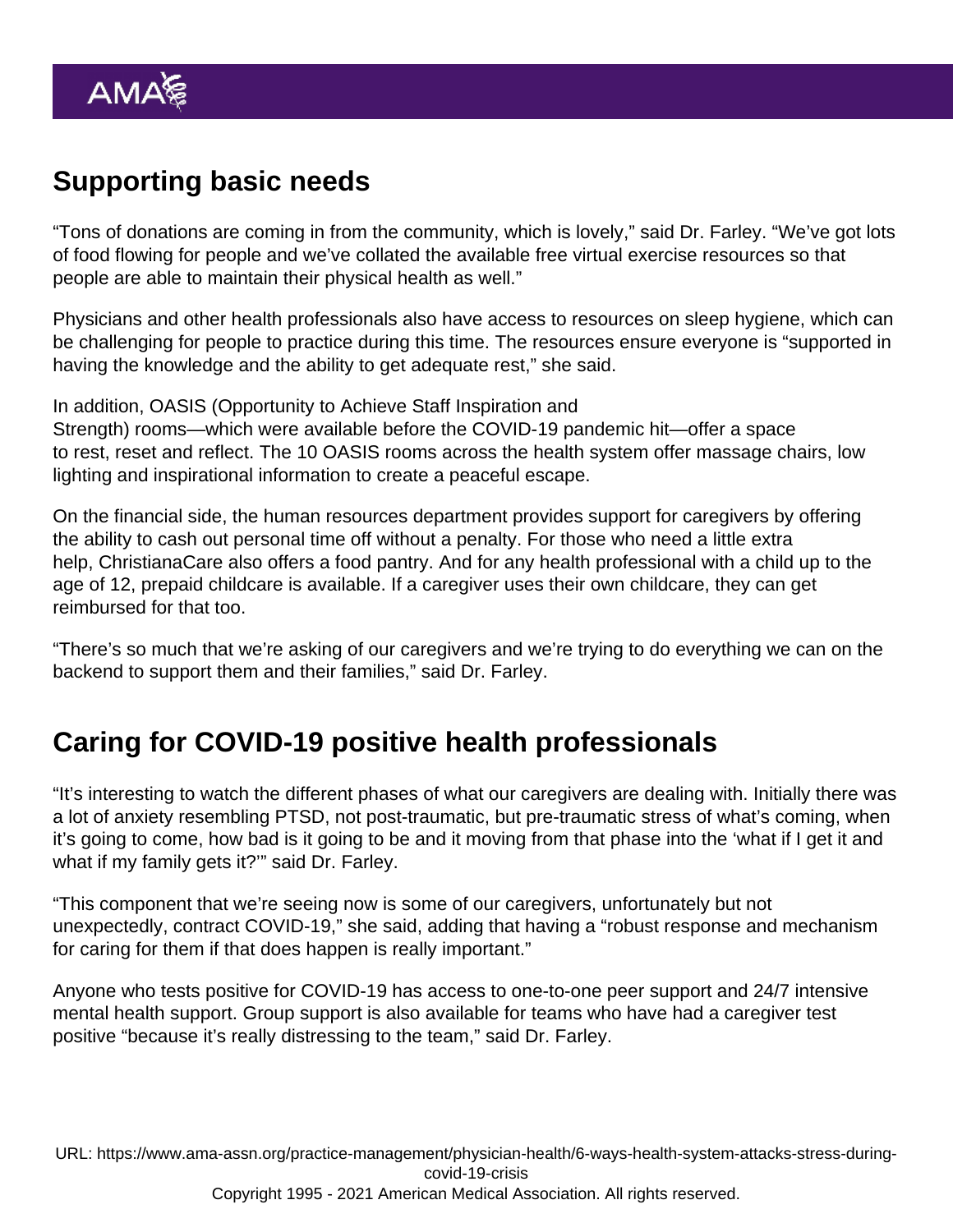## Supporting basic needs

"Tons of donations are coming in from the community, which is lovely," said Dr. Farley. "We've got lots of food flowing for people and we've collated the available free virtual exercise resources so that people are able to maintain their physical health as well."

Physicians and other health professionals also have access to resources on sleep hygiene, which can be challenging for people to practice during this time. The resources ensure everyone is "supported in having the knowledge and the ability to get adequate rest," she said.

In addition, OASIS (Opportunity to Achieve Staff Inspiration and Strength) rooms—which were available before the COVID-19 pandemic hit—offer a space to rest, reset and reflect. The 10 OASIS rooms across the health system offer massage chairs, low lighting and inspirational information to create a peaceful escape.

On the financial side, the human resources department provides support for caregivers by offering the ability to cash out personal time off without a penalty. For those who need a little extra help, ChristianaCare also offers a food pantry. And for any health professional with a child up to the age of 12, prepaid childcare is available. If a caregiver uses their own childcare, they can get reimbursed for that too.

"There's so much that we're asking of our caregivers and we're trying to do everything we can on the backend to support them and their families," said Dr. Farley.

## Caring for COVID-19 positive health professionals

"It's interesting to watch the different phases of what our caregivers are dealing with. Initially there was a lot of anxiety resembling PTSD, not post-traumatic, but pre-traumatic stress of what's coming, when it's going to come, how bad is it going to be and it moving from that phase into the 'what if I get it and what if my family gets it?'" said Dr. Farley.

"This component that we're seeing now is some of our caregivers, unfortunately but not unexpectedly, contract COVID-19," she said, adding that having a "robust response and mechanism for caring for them if that does happen is really important."

Anyone who tests positive for COVID-19 has access to one-to-one peer support and 24/7 intensive mental health support. Group support is also available for teams who have had a caregiver test positive "because it's really distressing to the team," said Dr. Farley.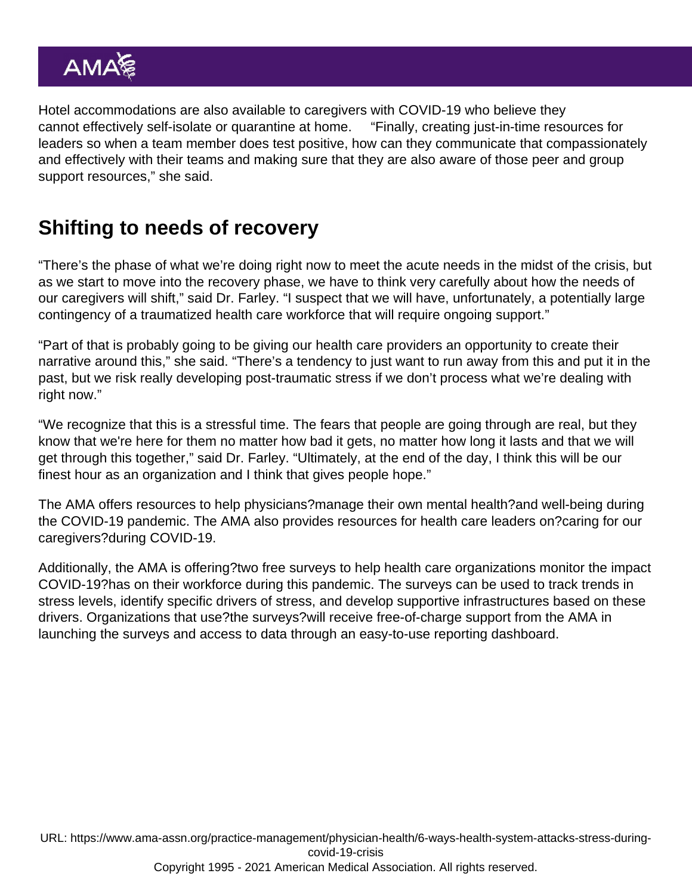Hotel accommodations are also available to caregivers with COVID-19 who believe they cannot effectively self-isolate or quarantine at home. "Finally, creating just-in-time resources for leaders so when a team member does test positive, how can they communicate that compassionately and effectively with their teams and making sure that they are also aware of those peer and group support resources," she said.

## Shifting to needs of recovery

"There's the phase of what we're doing right now to meet the acute needs in the midst of the crisis, but as we start to move into the recovery phase, we have to think very carefully about how the needs of our caregivers will shift," said Dr. Farley. "I suspect that we will have, unfortunately, a potentially large contingency of a traumatized health care workforce that will require ongoing support."

"Part of that is probably going to be giving our health care providers an opportunity to create their narrative around this," she said. "There's a tendency to just want to run away from this and put it in the past, but we risk really developing post-traumatic stress if we don't process what we're dealing with right now."

"We recognize that this is a stressful time. The fears that people are going through are real, but they know that we're here for them no matter how bad it gets, no matter how long it lasts and that we will get through this together," said Dr. Farley. "Ultimately, at the end of the day, I think this will be our finest hour as an organization and I think that gives people hope."

The AMA offers resources to help physicians?manage their own mental health?and well-being during the COVID-19 pandemic. The AMA also provides resources for health care leaders on?caring for our caregivers?during COVID-19.

Additionally, the AMA is offering?two free surveys to help health care organizations monitor the impact COVID-19?has on their workforce during this pandemic. The surveys can be used to track trends in stress levels, identify specific drivers of stress, and develop supportive infrastructures based on these drivers. Organizations that use?the surveys?will receive free-of-charge support from the AMA in launching the surveys and access to data through an easy-to-use reporting dashboard.